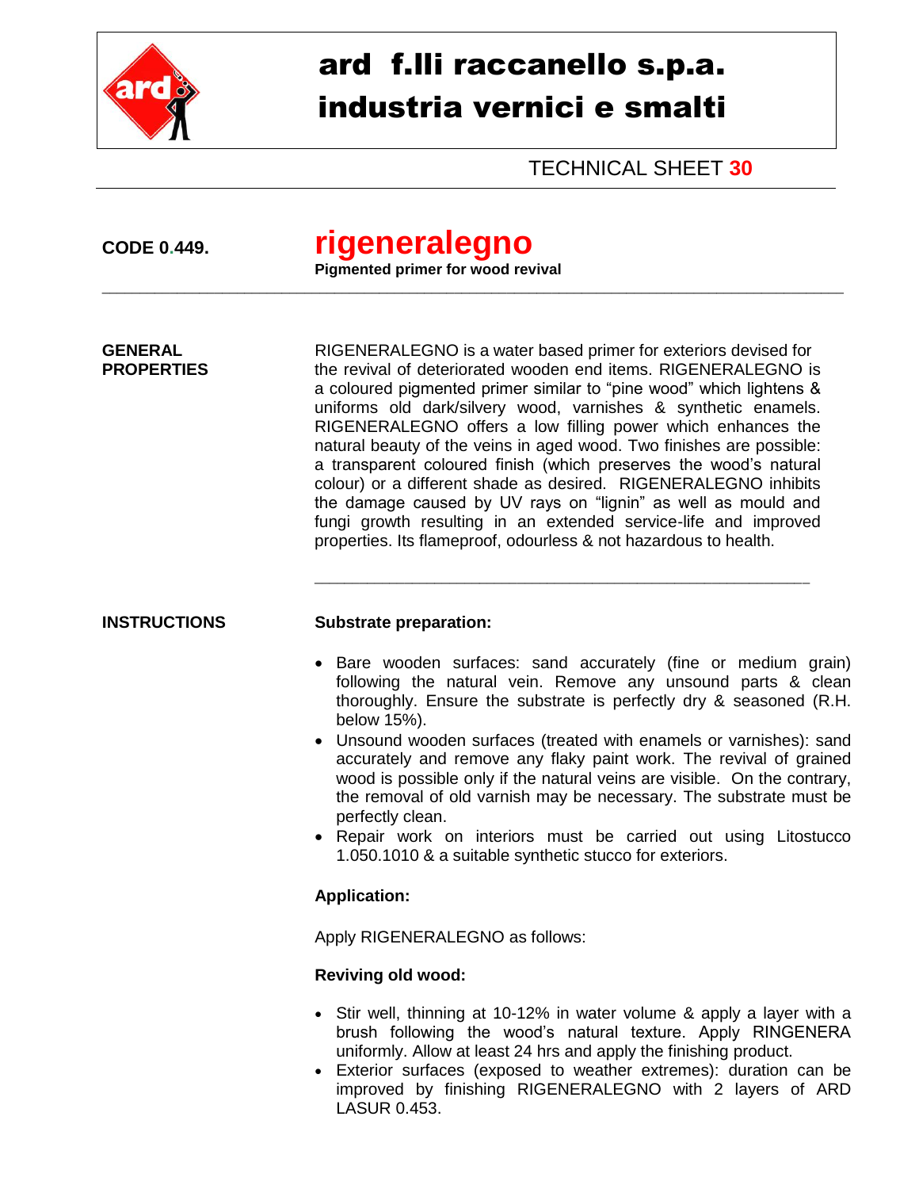# ard f.lli raccanello s.p.a.
# industria vernici e smalti

TECHNICAL SHEET **30**

**CODE 0.449.**

# rigeneralegno

**Pigmented primer for wood revival**

---

**GENERAL PROPERTIES**

RIGENERALEGNO is a water based primer for exteriors devised for the revival of deteriorated wooden end items. RIGENERALEGNO is a coloured pigmented primer similar to "pine wood" which lightens & uniforms old dark/silvery wood, varnishes & synthetic enamels. RIGENERALEGNO offers a low filling power which enhances the natural beauty of the veins in aged wood. Two finishes are possible: a transparent coloured finish (which preserves the wood's natural colour) or a different shade as desired. RIGENERALEGNO inhibits the damage caused by UV rays on "lignin" as well as mould and fungi growth resulting in an extended service-life and improved properties. Its flameproof, odourless & not hazardous to health.

---

**INSTRUCTIONS**

**Substrate preparation:**

- Bare wooden surfaces: sand accurately (fine or medium grain) following the natural vein. Remove any unsound parts & clean thoroughly. Ensure the substrate is perfectly dry & seasoned (R.H. below 15%).
- Unsound wooden surfaces (treated with enamels or varnishes): sand accurately and remove any flaky paint work. The revival of grained wood is possible only if the natural veins are visible. On the contrary, the removal of old varnish may be necessary. The substrate must be perfectly clean.
- Repair work on interiors must be carried out using Litostucco 1.050.1010 & a suitable synthetic stucco for exteriors.

**Application:**

Apply RIGENERALEGNO as follows:

**Reviving old wood:**

- Stir well, thinning at 10-12% in water volume & apply a layer with a brush following the wood's natural texture. Apply RINGENERA uniformly. Allow at least 24 hrs and apply the finishing product.
- Exterior surfaces (exposed to weather extremes): duration can be improved by finishing RIGENERALEGNO with 2 layers of ARD LASUR 0.453.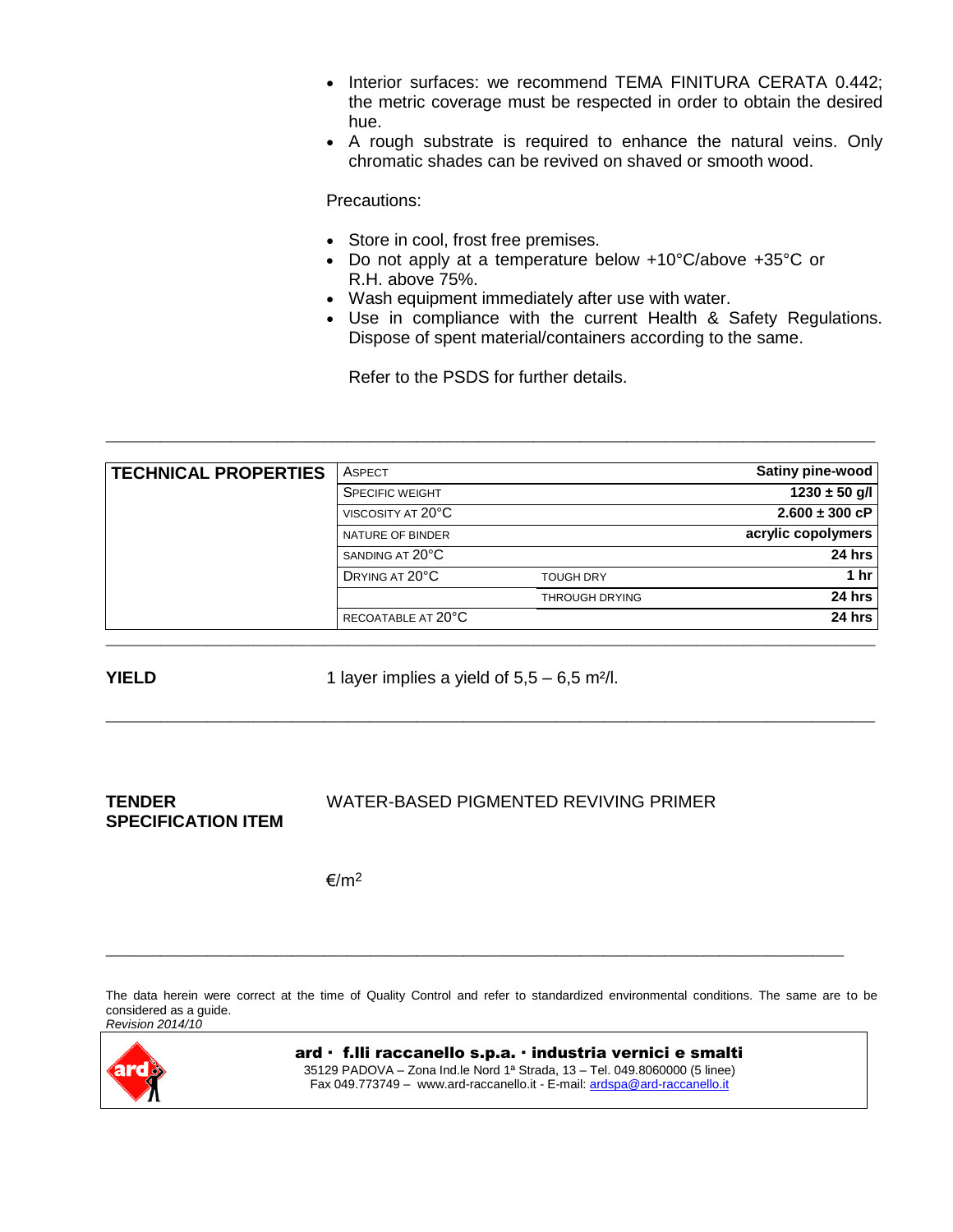- Interior surfaces: we recommend TEMA FINITURA CERATA 0.442; the metric coverage must be respected in order to obtain the desired hue.
- A rough substrate is required to enhance the natural veins. Only chromatic shades can be revived on shaved or smooth wood.

Precautions:

- Store in cool, frost free premises.
- Do not apply at a temperature below +10°C/above +35°C or R.H. above 75%.
- Wash equipment immediately after use with water.
- Use in compliance with the current Health & Safety Regulations. Dispose of spent material/containers according to the same.

Refer to the PSDS for further details.

| **TECHNICAL PROPERTIES** | | | |
|---|---|---|---|
| | ASPECT | | **Satiny pine-wood** |
| | SPECIFIC WEIGHT | | **1230 ± 50 g/l** |
| | VISCOSITY AT 20°C | | **2.600 ± 300 cP** |
| | NATURE OF BINDER | | **acrylic copolymers** |
| | SANDING AT 20°C | | **24 hrs** |
| | DRYING AT 20°C | TOUGH DRY | **1 hr** |
| | | THROUGH DRYING | **24 hrs** |
| | RECOATABLE AT 20°C | | **24 hrs** |

**YIELD**

1 layer implies a yield of 5,5 – 6,5 m²/l.

**TENDER SPECIFICATION ITEM**

WATER-BASED PIGMENTED REVIVING PRIMER

€/m²

The data herein were correct at the time of Quality Control and refer to standardized environmental conditions. The same are to be considered as a guide.

*Revision 2014/10*

**ard · f.lli raccanello s.p.a. · industria vernici e smalti**
35129 PADOVA – Zona Ind.le Nord 1ª Strada, 13 – Tel. 049.8060000 (5 linee)
Fax 049.773749 – www.ard-raccanello.it - E-mail: ardspa@ard-raccanello.it